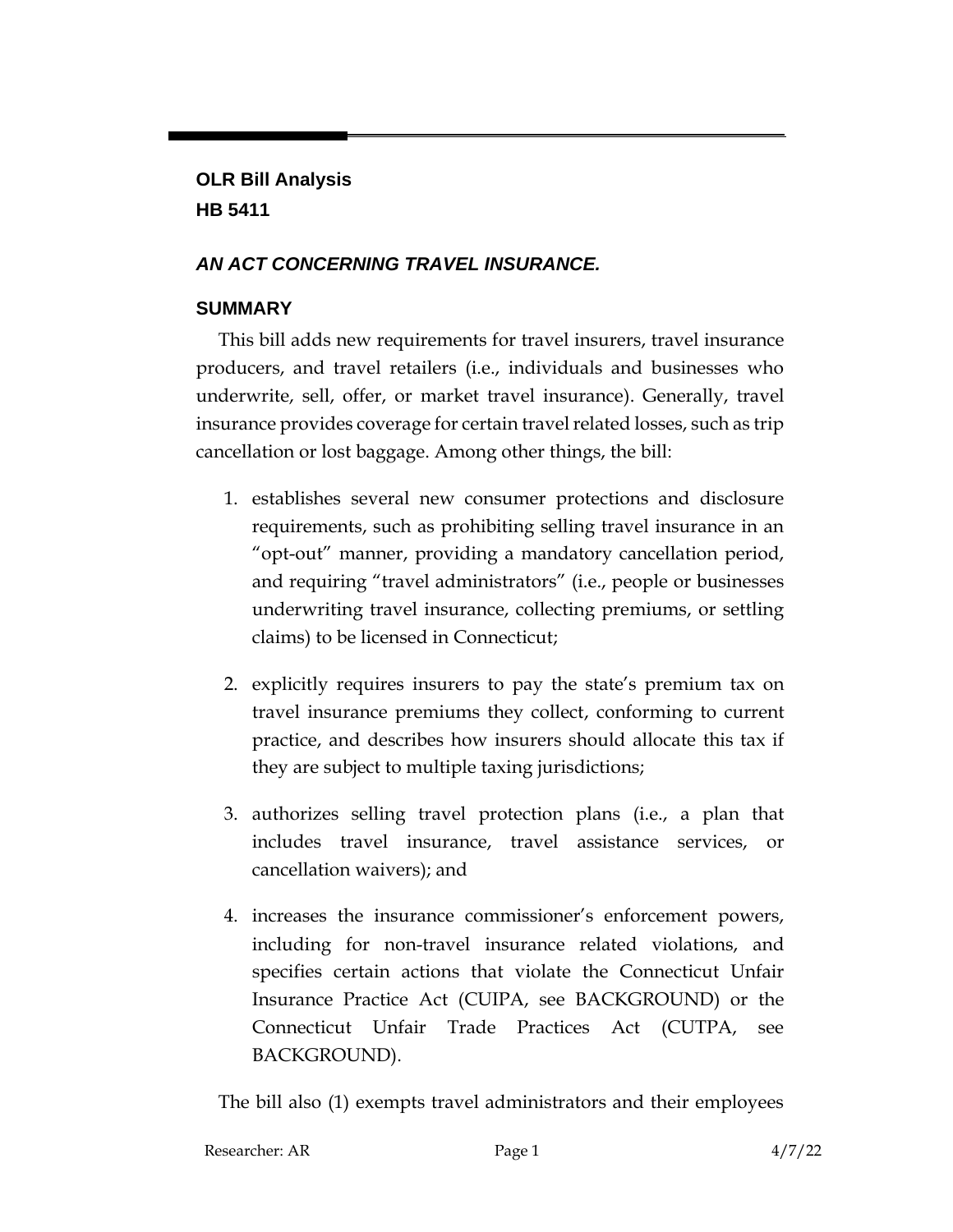**OLR Bill Analysis**
**HB 5411**

## *AN ACT CONCERNING TRAVEL INSURANCE.*

### SUMMARY

This bill adds new requirements for travel insurers, travel insurance producers, and travel retailers (i.e., individuals and businesses who underwrite, sell, offer, or market travel insurance). Generally, travel insurance provides coverage for certain travel related losses, such as trip cancellation or lost baggage. Among other things, the bill:

1. establishes several new consumer protections and disclosure requirements, such as prohibiting selling travel insurance in an "opt-out" manner, providing a mandatory cancellation period, and requiring "travel administrators" (i.e., people or businesses underwriting travel insurance, collecting premiums, or settling claims) to be licensed in Connecticut;

2. explicitly requires insurers to pay the state's premium tax on travel insurance premiums they collect, conforming to current practice, and describes how insurers should allocate this tax if they are subject to multiple taxing jurisdictions;

3. authorizes selling travel protection plans (i.e., a plan that includes travel insurance, travel assistance services, or cancellation waivers); and

4. increases the insurance commissioner's enforcement powers, including for non-travel insurance related violations, and specifies certain actions that violate the Connecticut Unfair Insurance Practice Act (CUIPA, see BACKGROUND) or the Connecticut Unfair Trade Practices Act (CUTPA, see BACKGROUND).

The bill also (1) exempts travel administrators and their employees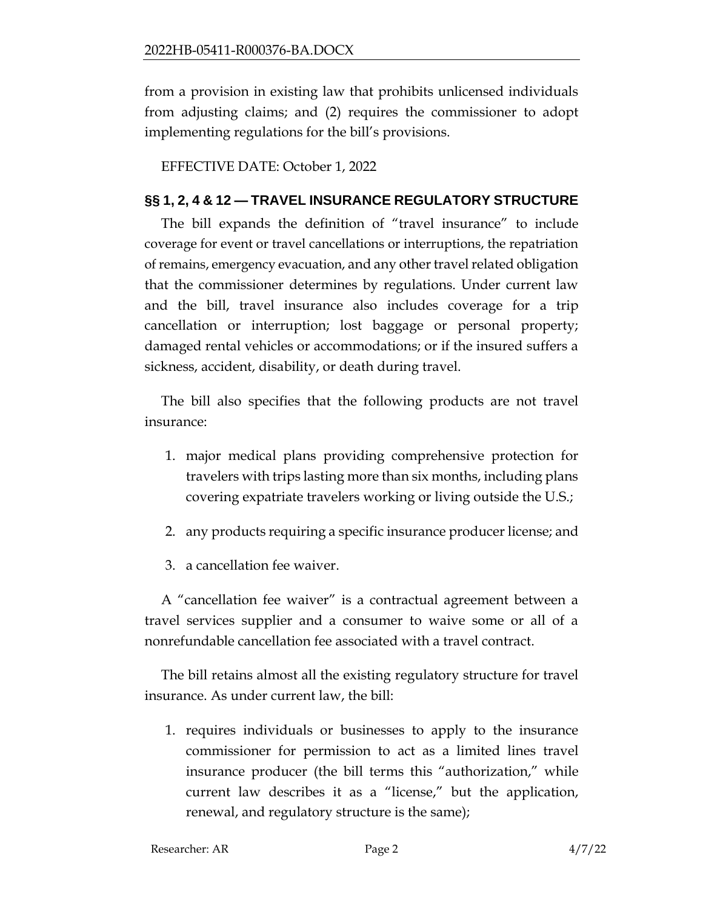from a provision in existing law that prohibits unlicensed individuals from adjusting claims; and (2) requires the commissioner to adopt implementing regulations for the bill's provisions.

EFFECTIVE DATE: October 1, 2022

## §§ 1, 2, 4 & 12 — TRAVEL INSURANCE REGULATORY STRUCTURE

The bill expands the definition of "travel insurance" to include coverage for event or travel cancellations or interruptions, the repatriation of remains, emergency evacuation, and any other travel related obligation that the commissioner determines by regulations. Under current law and the bill, travel insurance also includes coverage for a trip cancellation or interruption; lost baggage or personal property; damaged rental vehicles or accommodations; or if the insured suffers a sickness, accident, disability, or death during travel.

The bill also specifies that the following products are not travel insurance:

1. major medical plans providing comprehensive protection for travelers with trips lasting more than six months, including plans covering expatriate travelers working or living outside the U.S.;
2. any products requiring a specific insurance producer license; and
3. a cancellation fee waiver.

A "cancellation fee waiver" is a contractual agreement between a travel services supplier and a consumer to waive some or all of a nonrefundable cancellation fee associated with a travel contract.

The bill retains almost all the existing regulatory structure for travel insurance. As under current law, the bill:

1. requires individuals or businesses to apply to the insurance commissioner for permission to act as a limited lines travel insurance producer (the bill terms this "authorization," while current law describes it as a "license," but the application, renewal, and regulatory structure is the same);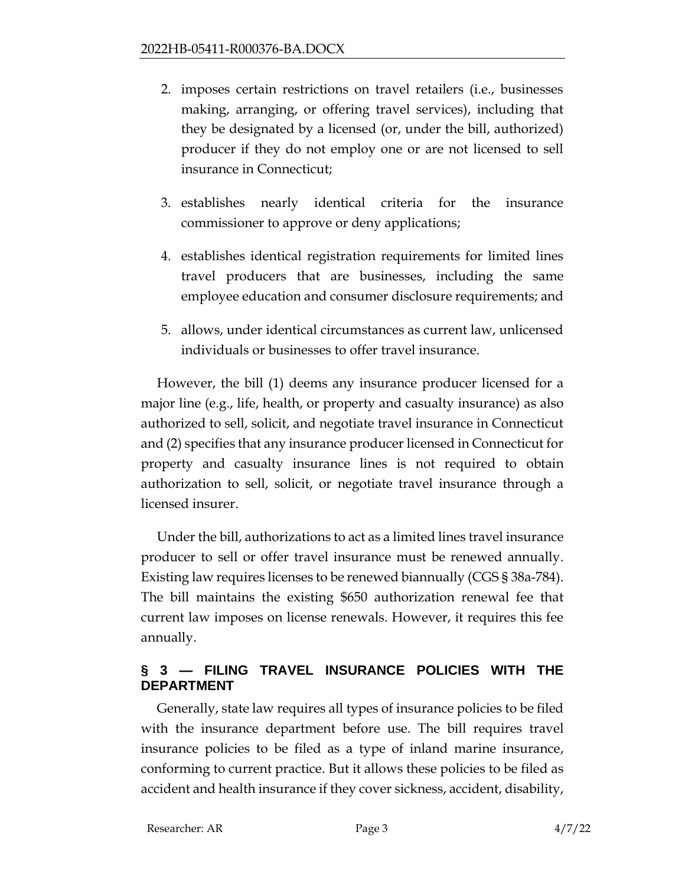2. imposes certain restrictions on travel retailers (i.e., businesses making, arranging, or offering travel services), including that they be designated by a licensed (or, under the bill, authorized) producer if they do not employ one or are not licensed to sell insurance in Connecticut;
3. establishes nearly identical criteria for the insurance commissioner to approve or deny applications;
4. establishes identical registration requirements for limited lines travel producers that are businesses, including the same employee education and consumer disclosure requirements; and
5. allows, under identical circumstances as current law, unlicensed individuals or businesses to offer travel insurance.

However, the bill (1) deems any insurance producer licensed for a major line (e.g., life, health, or property and casualty insurance) as also authorized to sell, solicit, and negotiate travel insurance in Connecticut and (2) specifies that any insurance producer licensed in Connecticut for property and casualty insurance lines is not required to obtain authorization to sell, solicit, or negotiate travel insurance through a licensed insurer.

Under the bill, authorizations to act as a limited lines travel insurance producer to sell or offer travel insurance must be renewed annually. Existing law requires licenses to be renewed biannually (CGS § 38a-784). The bill maintains the existing $650 authorization renewal fee that current law imposes on license renewals. However, it requires this fee annually.

## § 3 — FILING TRAVEL INSURANCE POLICIES WITH THE DEPARTMENT

Generally, state law requires all types of insurance policies to be filed with the insurance department before use. The bill requires travel insurance policies to be filed as a type of inland marine insurance, conforming to current practice. But it allows these policies to be filed as accident and health insurance if they cover sickness, accident, disability,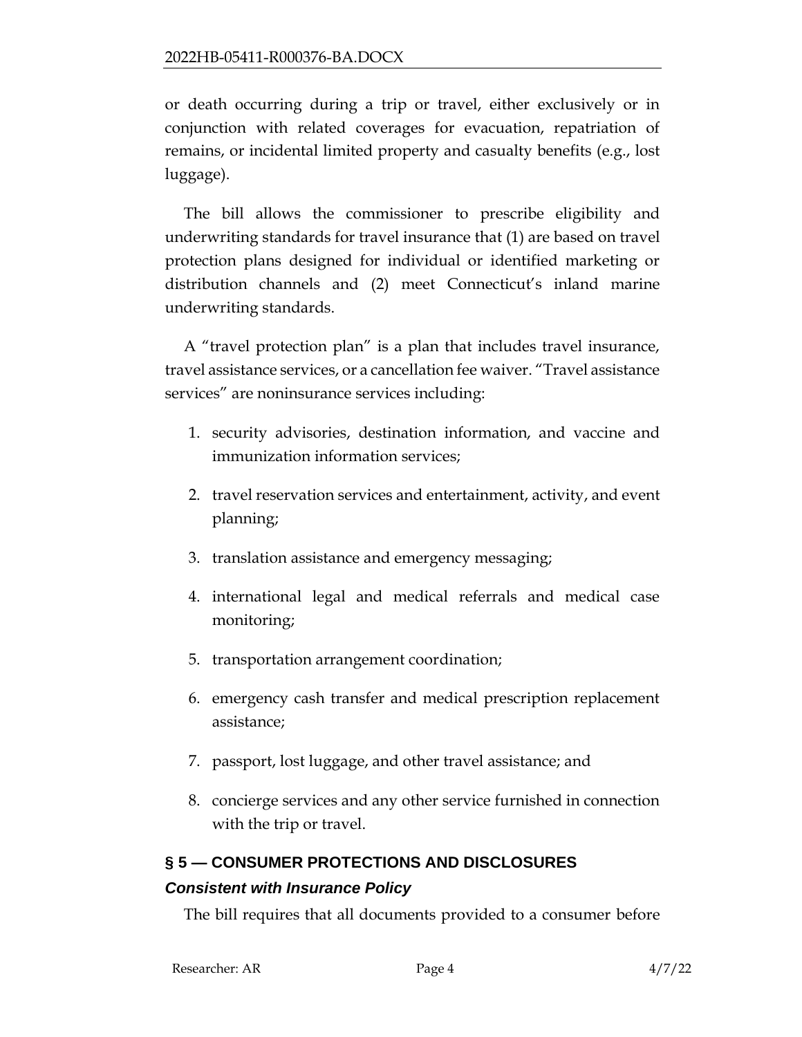or death occurring during a trip or travel, either exclusively or in conjunction with related coverages for evacuation, repatriation of remains, or incidental limited property and casualty benefits (e.g., lost luggage).

The bill allows the commissioner to prescribe eligibility and underwriting standards for travel insurance that (1) are based on travel protection plans designed for individual or identified marketing or distribution channels and (2) meet Connecticut's inland marine underwriting standards.

A "travel protection plan" is a plan that includes travel insurance, travel assistance services, or a cancellation fee waiver. "Travel assistance services" are noninsurance services including:

1. security advisories, destination information, and vaccine and immunization information services;
2. travel reservation services and entertainment, activity, and event planning;
3. translation assistance and emergency messaging;
4. international legal and medical referrals and medical case monitoring;
5. transportation arrangement coordination;
6. emergency cash transfer and medical prescription replacement assistance;
7. passport, lost luggage, and other travel assistance; and
8. concierge services and any other service furnished in connection with the trip or travel.

## § 5 — CONSUMER PROTECTIONS AND DISCLOSURES

### *Consistent with Insurance Policy*

The bill requires that all documents provided to a consumer before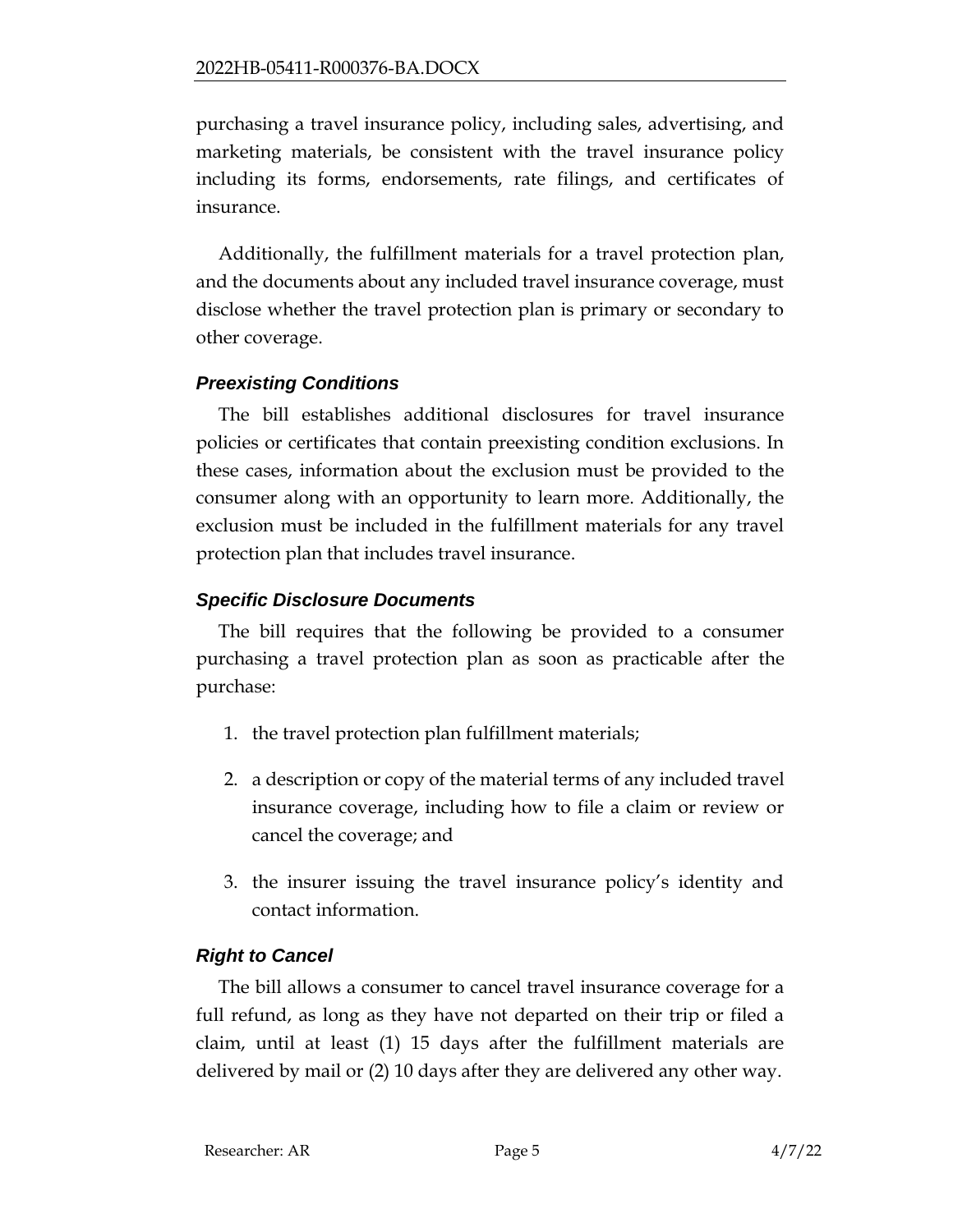purchasing a travel insurance policy, including sales, advertising, and marketing materials, be consistent with the travel insurance policy including its forms, endorsements, rate filings, and certificates of insurance.

Additionally, the fulfillment materials for a travel protection plan, and the documents about any included travel insurance coverage, must disclose whether the travel protection plan is primary or secondary to other coverage.

### *Preexisting Conditions*

The bill establishes additional disclosures for travel insurance policies or certificates that contain preexisting condition exclusions. In these cases, information about the exclusion must be provided to the consumer along with an opportunity to learn more. Additionally, the exclusion must be included in the fulfillment materials for any travel protection plan that includes travel insurance.

### *Specific Disclosure Documents*

The bill requires that the following be provided to a consumer purchasing a travel protection plan as soon as practicable after the purchase:

1. the travel protection plan fulfillment materials;
2. a description or copy of the material terms of any included travel insurance coverage, including how to file a claim or review or cancel the coverage; and
3. the insurer issuing the travel insurance policy's identity and contact information.

### *Right to Cancel*

The bill allows a consumer to cancel travel insurance coverage for a full refund, as long as they have not departed on their trip or filed a claim, until at least (1) 15 days after the fulfillment materials are delivered by mail or (2) 10 days after they are delivered any other way.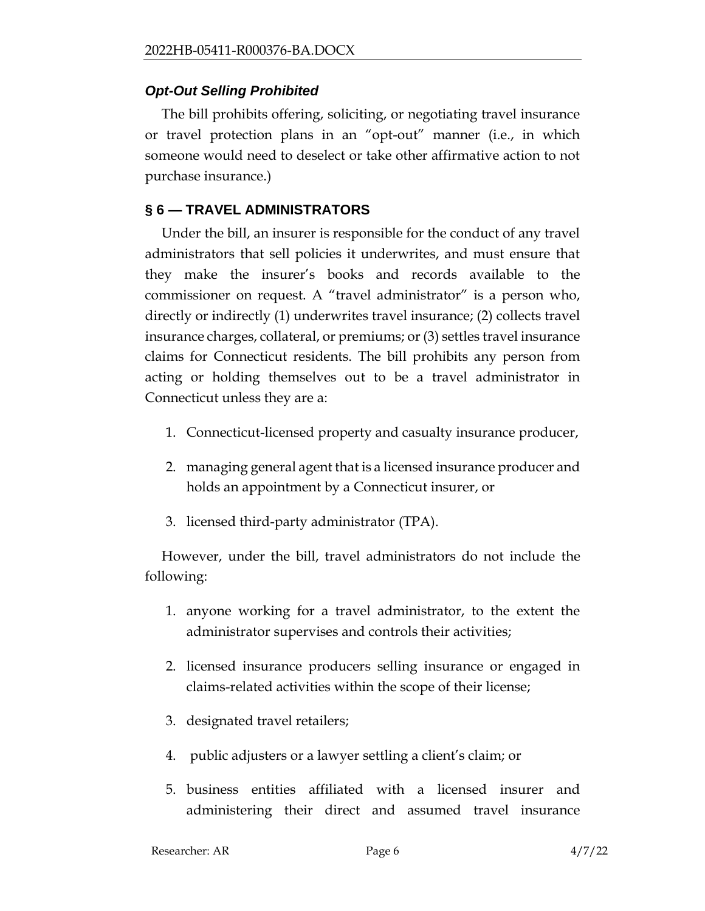### *Opt-Out Selling Prohibited*

The bill prohibits offering, soliciting, or negotiating travel insurance or travel protection plans in an "opt-out" manner (i.e., in which someone would need to deselect or take other affirmative action to not purchase insurance.)

## § 6 — TRAVEL ADMINISTRATORS

Under the bill, an insurer is responsible for the conduct of any travel administrators that sell policies it underwrites, and must ensure that they make the insurer's books and records available to the commissioner on request. A "travel administrator" is a person who, directly or indirectly (1) underwrites travel insurance; (2) collects travel insurance charges, collateral, or premiums; or (3) settles travel insurance claims for Connecticut residents. The bill prohibits any person from acting or holding themselves out to be a travel administrator in Connecticut unless they are a:

1. Connecticut-licensed property and casualty insurance producer,
2. managing general agent that is a licensed insurance producer and holds an appointment by a Connecticut insurer, or
3. licensed third-party administrator (TPA).

However, under the bill, travel administrators do not include the following:

1. anyone working for a travel administrator, to the extent the administrator supervises and controls their activities;
2. licensed insurance producers selling insurance or engaged in claims-related activities within the scope of their license;
3. designated travel retailers;
4. public adjusters or a lawyer settling a client's claim; or
5. business entities affiliated with a licensed insurer and administering their direct and assumed travel insurance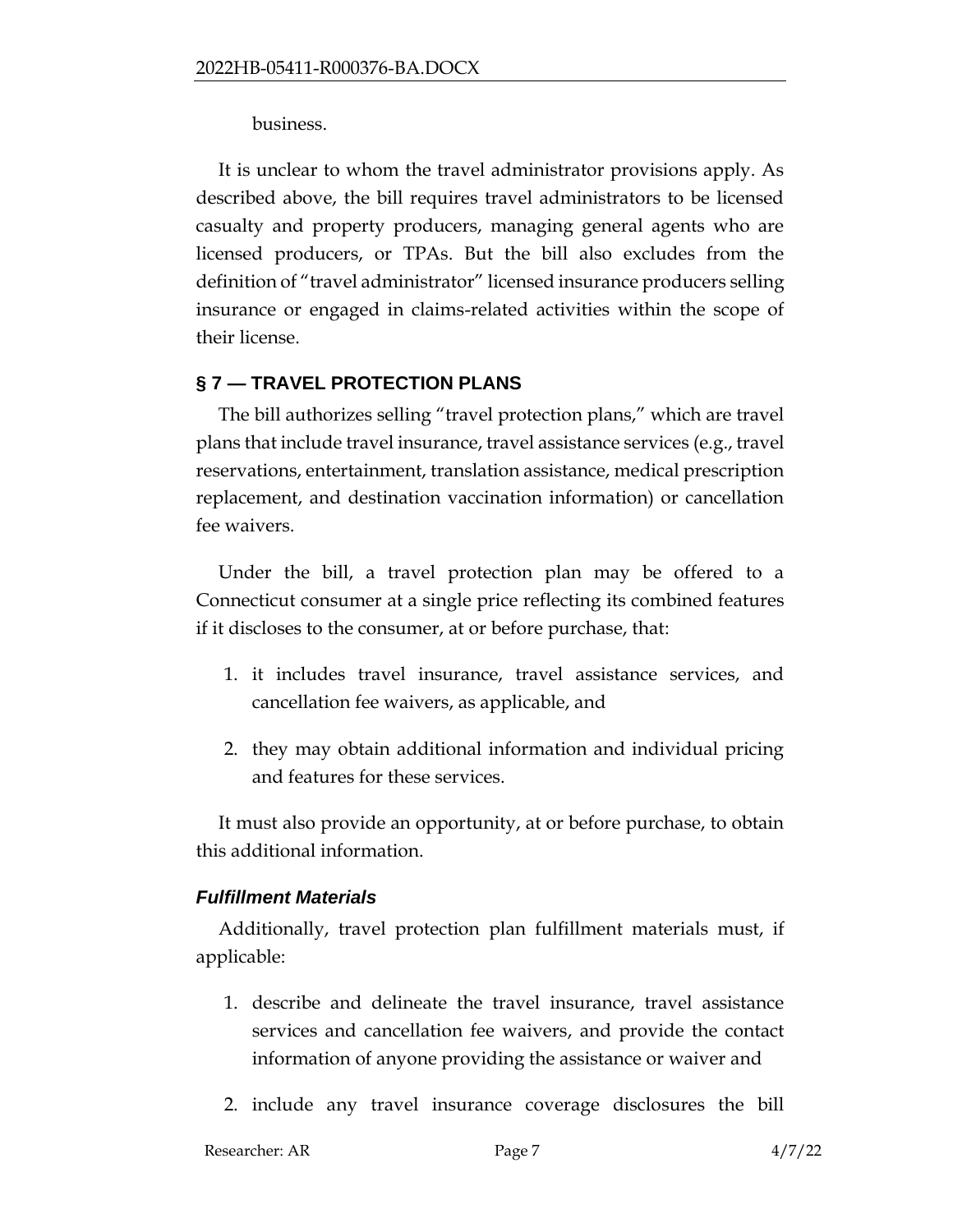business.

It is unclear to whom the travel administrator provisions apply. As described above, the bill requires travel administrators to be licensed casualty and property producers, managing general agents who are licensed producers, or TPAs. But the bill also excludes from the definition of "travel administrator" licensed insurance producers selling insurance or engaged in claims-related activities within the scope of their license.

## § 7 — TRAVEL PROTECTION PLANS

The bill authorizes selling "travel protection plans," which are travel plans that include travel insurance, travel assistance services (e.g., travel reservations, entertainment, translation assistance, medical prescription replacement, and destination vaccination information) or cancellation fee waivers.

Under the bill, a travel protection plan may be offered to a Connecticut consumer at a single price reflecting its combined features if it discloses to the consumer, at or before purchase, that:

1. it includes travel insurance, travel assistance services, and cancellation fee waivers, as applicable, and
2. they may obtain additional information and individual pricing and features for these services.

It must also provide an opportunity, at or before purchase, to obtain this additional information.

### *Fulfillment Materials*

Additionally, travel protection plan fulfillment materials must, if applicable:

1. describe and delineate the travel insurance, travel assistance services and cancellation fee waivers, and provide the contact information of anyone providing the assistance or waiver and
2. include any travel insurance coverage disclosures the bill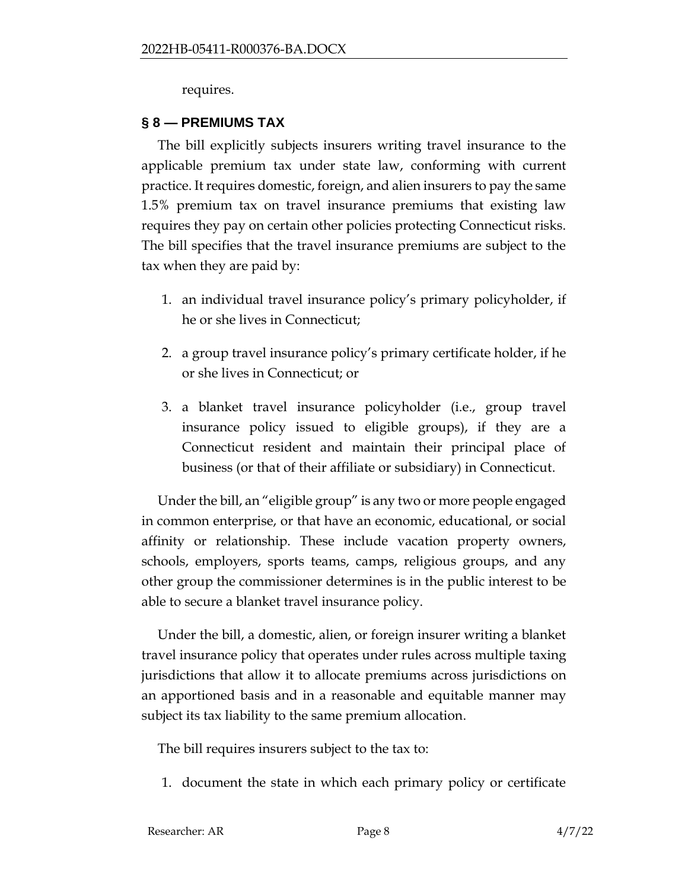requires.

## § 8 — PREMIUMS TAX

The bill explicitly subjects insurers writing travel insurance to the applicable premium tax under state law, conforming with current practice. It requires domestic, foreign, and alien insurers to pay the same 1.5% premium tax on travel insurance premiums that existing law requires they pay on certain other policies protecting Connecticut risks. The bill specifies that the travel insurance premiums are subject to the tax when they are paid by:

1. an individual travel insurance policy's primary policyholder, if he or she lives in Connecticut;
2. a group travel insurance policy's primary certificate holder, if he or she lives in Connecticut; or
3. a blanket travel insurance policyholder (i.e., group travel insurance policy issued to eligible groups), if they are a Connecticut resident and maintain their principal place of business (or that of their affiliate or subsidiary) in Connecticut.

Under the bill, an "eligible group" is any two or more people engaged in common enterprise, or that have an economic, educational, or social affinity or relationship. These include vacation property owners, schools, employers, sports teams, camps, religious groups, and any other group the commissioner determines is in the public interest to be able to secure a blanket travel insurance policy.

Under the bill, a domestic, alien, or foreign insurer writing a blanket travel insurance policy that operates under rules across multiple taxing jurisdictions that allow it to allocate premiums across jurisdictions on an apportioned basis and in a reasonable and equitable manner may subject its tax liability to the same premium allocation.

The bill requires insurers subject to the tax to:

1. document the state in which each primary policy or certificate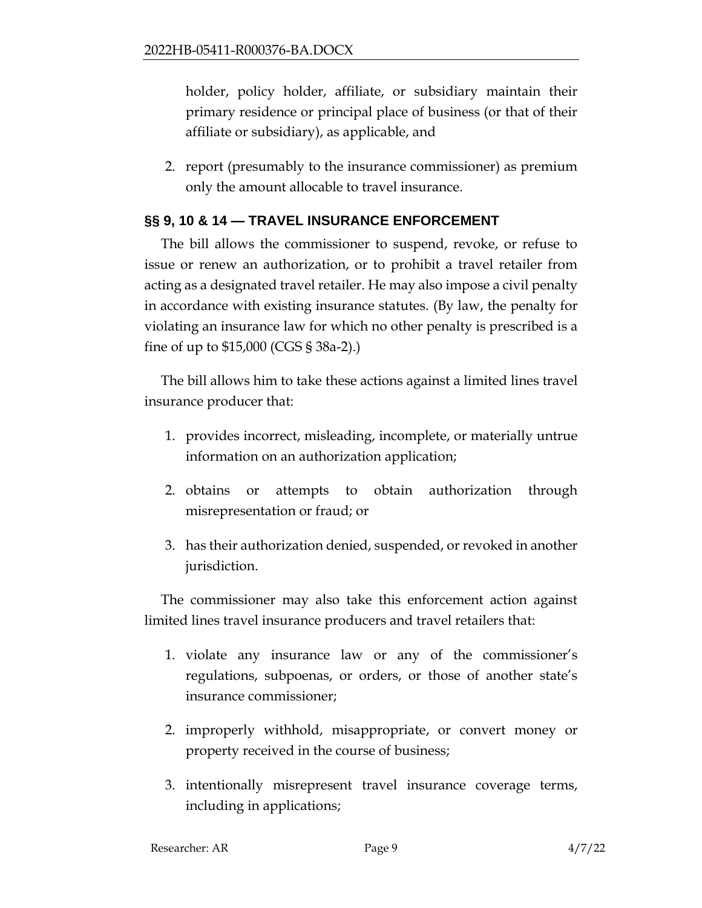holder, policy holder, affiliate, or subsidiary maintain their primary residence or principal place of business (or that of their affiliate or subsidiary), as applicable, and

2. report (presumably to the insurance commissioner) as premium only the amount allocable to travel insurance.

## §§ 9, 10 & 14 — TRAVEL INSURANCE ENFORCEMENT

The bill allows the commissioner to suspend, revoke, or refuse to issue or renew an authorization, or to prohibit a travel retailer from acting as a designated travel retailer. He may also impose a civil penalty in accordance with existing insurance statutes. (By law, the penalty for violating an insurance law for which no other penalty is prescribed is a fine of up to $15,000 (CGS § 38a-2).)

The bill allows him to take these actions against a limited lines travel insurance producer that:

1. provides incorrect, misleading, incomplete, or materially untrue information on an authorization application;
2. obtains or attempts to obtain authorization through misrepresentation or fraud; or
3. has their authorization denied, suspended, or revoked in another jurisdiction.

The commissioner may also take this enforcement action against limited lines travel insurance producers and travel retailers that:

1. violate any insurance law or any of the commissioner's regulations, subpoenas, or orders, or those of another state's insurance commissioner;
2. improperly withhold, misappropriate, or convert money or property received in the course of business;
3. intentionally misrepresent travel insurance coverage terms, including in applications;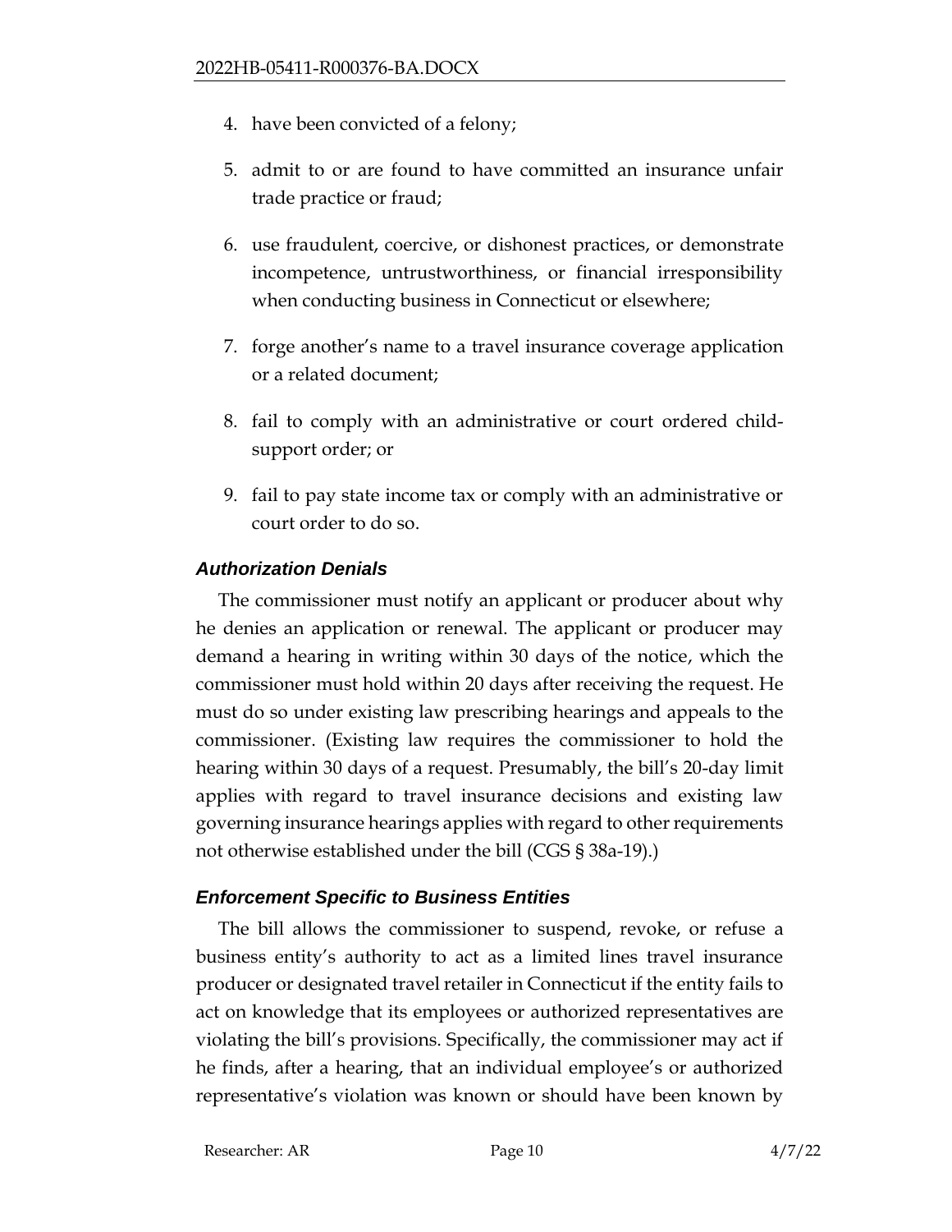4. have been convicted of a felony;

5. admit to or are found to have committed an insurance unfair trade practice or fraud;

6. use fraudulent, coercive, or dishonest practices, or demonstrate incompetence, untrustworthiness, or financial irresponsibility when conducting business in Connecticut or elsewhere;

7. forge another's name to a travel insurance coverage application or a related document;

8. fail to comply with an administrative or court ordered child-support order; or

9. fail to pay state income tax or comply with an administrative or court order to do so.

### *Authorization Denials*

The commissioner must notify an applicant or producer about why he denies an application or renewal. The applicant or producer may demand a hearing in writing within 30 days of the notice, which the commissioner must hold within 20 days after receiving the request. He must do so under existing law prescribing hearings and appeals to the commissioner. (Existing law requires the commissioner to hold the hearing within 30 days of a request. Presumably, the bill's 20-day limit applies with regard to travel insurance decisions and existing law governing insurance hearings applies with regard to other requirements not otherwise established under the bill (CGS § 38a-19).)

### *Enforcement Specific to Business Entities*

The bill allows the commissioner to suspend, revoke, or refuse a business entity's authority to act as a limited lines travel insurance producer or designated travel retailer in Connecticut if the entity fails to act on knowledge that its employees or authorized representatives are violating the bill's provisions. Specifically, the commissioner may act if he finds, after a hearing, that an individual employee's or authorized representative's violation was known or should have been known by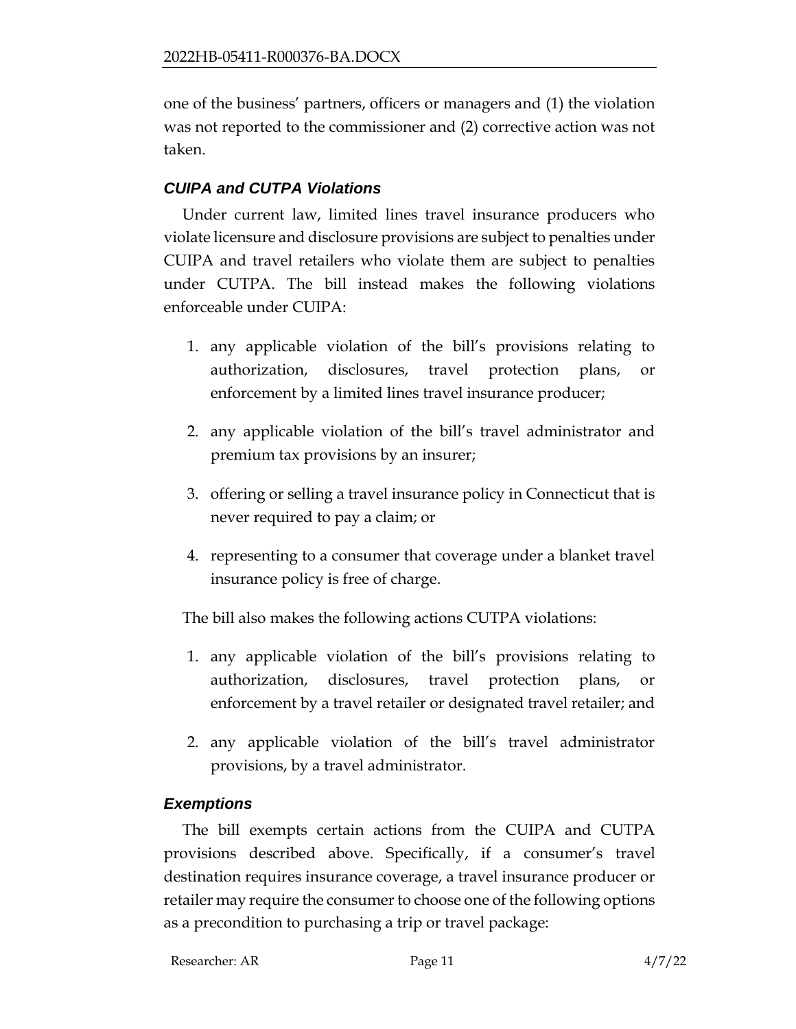one of the business' partners, officers or managers and (1) the violation was not reported to the commissioner and (2) corrective action was not taken.

### *CUIPA and CUTPA Violations*

Under current law, limited lines travel insurance producers who violate licensure and disclosure provisions are subject to penalties under CUIPA and travel retailers who violate them are subject to penalties under CUTPA. The bill instead makes the following violations enforceable under CUIPA:

1. any applicable violation of the bill's provisions relating to authorization, disclosures, travel protection plans, or enforcement by a limited lines travel insurance producer;
2. any applicable violation of the bill's travel administrator and premium tax provisions by an insurer;
3. offering or selling a travel insurance policy in Connecticut that is never required to pay a claim; or
4. representing to a consumer that coverage under a blanket travel insurance policy is free of charge.

The bill also makes the following actions CUTPA violations:

1. any applicable violation of the bill's provisions relating to authorization, disclosures, travel protection plans, or enforcement by a travel retailer or designated travel retailer; and
2. any applicable violation of the bill's travel administrator provisions, by a travel administrator.

### *Exemptions*

The bill exempts certain actions from the CUIPA and CUTPA provisions described above. Specifically, if a consumer's travel destination requires insurance coverage, a travel insurance producer or retailer may require the consumer to choose one of the following options as a precondition to purchasing a trip or travel package: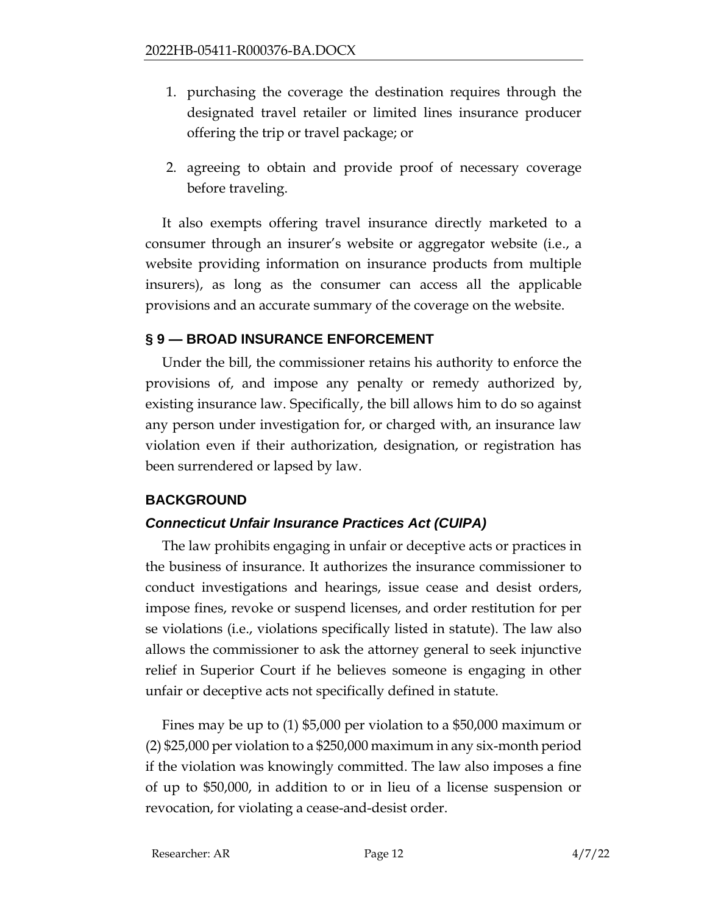1. purchasing the coverage the destination requires through the designated travel retailer or limited lines insurance producer offering the trip or travel package; or

2. agreeing to obtain and provide proof of necessary coverage before traveling.

It also exempts offering travel insurance directly marketed to a consumer through an insurer's website or aggregator website (i.e., a website providing information on insurance products from multiple insurers), as long as the consumer can access all the applicable provisions and an accurate summary of the coverage on the website.

## § 9 — BROAD INSURANCE ENFORCEMENT

Under the bill, the commissioner retains his authority to enforce the provisions of, and impose any penalty or remedy authorized by, existing insurance law. Specifically, the bill allows him to do so against any person under investigation for, or charged with, an insurance law violation even if their authorization, designation, or registration has been surrendered or lapsed by law.

## BACKGROUND

### *Connecticut Unfair Insurance Practices Act (CUIPA)*

The law prohibits engaging in unfair or deceptive acts or practices in the business of insurance. It authorizes the insurance commissioner to conduct investigations and hearings, issue cease and desist orders, impose fines, revoke or suspend licenses, and order restitution for per se violations (i.e., violations specifically listed in statute). The law also allows the commissioner to ask the attorney general to seek injunctive relief in Superior Court if he believes someone is engaging in other unfair or deceptive acts not specifically defined in statute.

Fines may be up to (1) $5,000 per violation to a $50,000 maximum or (2) $25,000 per violation to a $250,000 maximum in any six-month period if the violation was knowingly committed. The law also imposes a fine of up to $50,000, in addition to or in lieu of a license suspension or revocation, for violating a cease-and-desist order.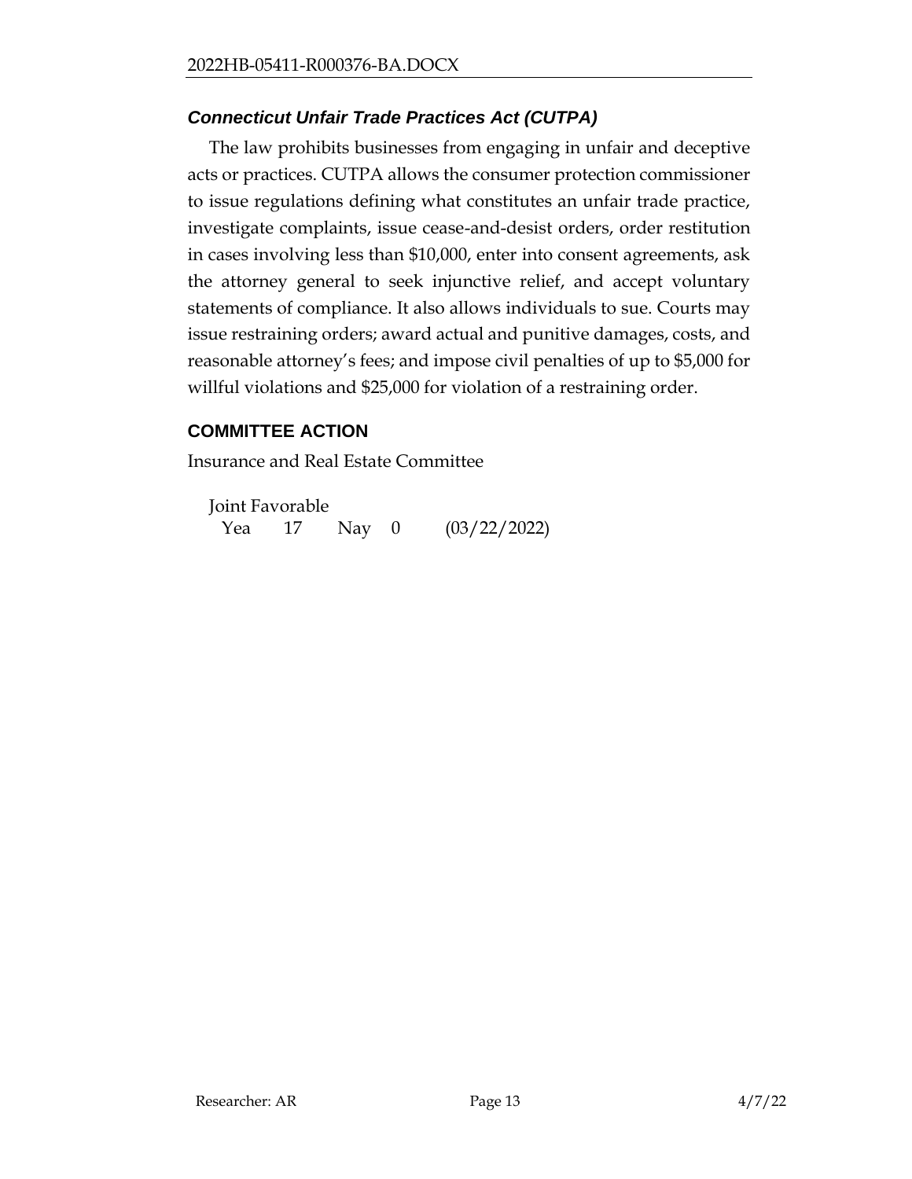### *Connecticut Unfair Trade Practices Act (CUTPA)*

The law prohibits businesses from engaging in unfair and deceptive acts or practices. CUTPA allows the consumer protection commissioner to issue regulations defining what constitutes an unfair trade practice, investigate complaints, issue cease-and-desist orders, order restitution in cases involving less than $10,000, enter into consent agreements, ask the attorney general to seek injunctive relief, and accept voluntary statements of compliance. It also allows individuals to sue. Courts may issue restraining orders; award actual and punitive damages, costs, and reasonable attorney's fees; and impose civil penalties of up to $5,000 for willful violations and $25,000 for violation of a restraining order.

## COMMITTEE ACTION

Insurance and Real Estate Committee

Joint Favorable
Yea 17 Nay 0 (03/22/2022)